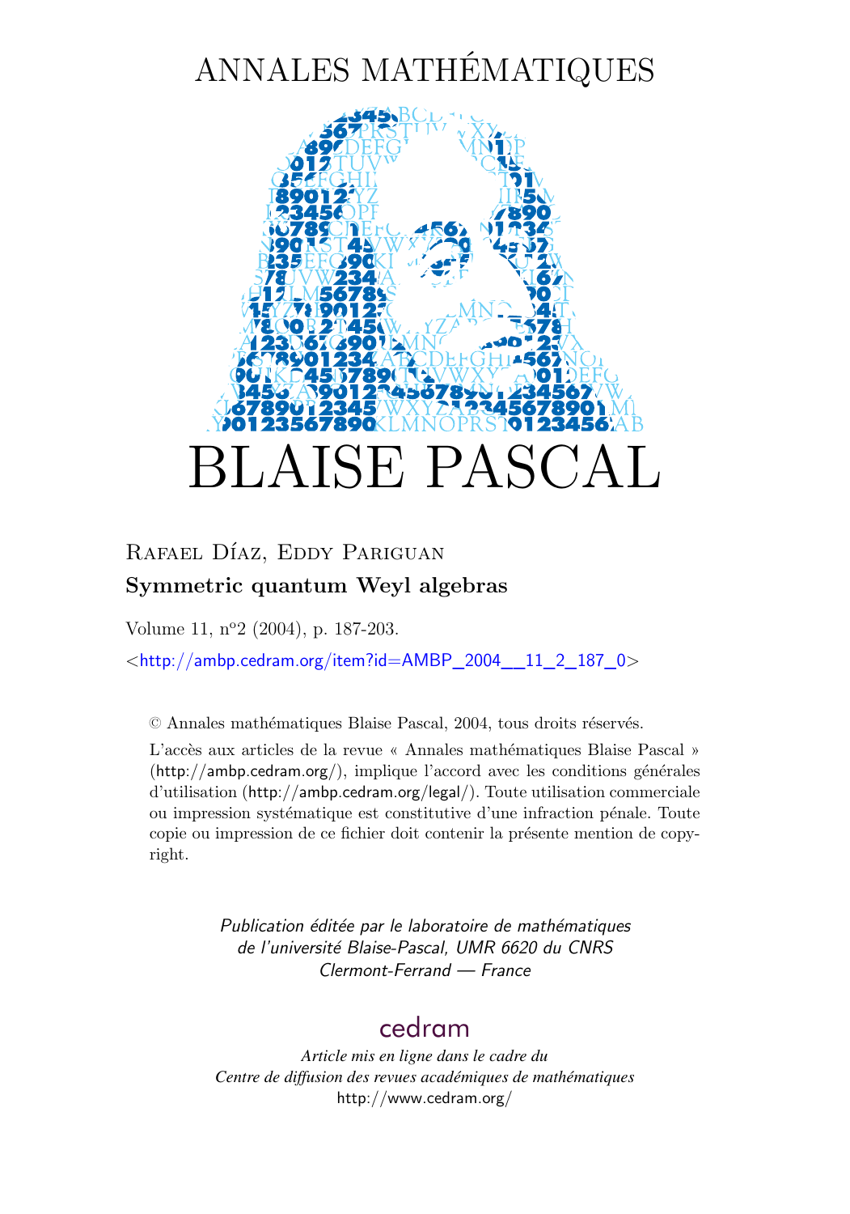# ANNALES MATHÉMATIQUES

# BLAISE PASCAL

Rafael Díaz, Eddy Pariguan

**Symmetric quantum Weyl algebras**

Volume 11, n°2 (2004), p. 187-203.

<http://ambp.cedram.org/item?id=AMBP_2004__11_2_187_0>

© Annales mathématiques Blaise Pascal, 2004, tous droits réservés.

L'accès aux articles de la revue « Annales mathématiques Blaise Pascal » (http://ambp.cedram.org/), implique l'accord avec les conditions générales d'utilisation (http://ambp.cedram.org/legal/). Toute utilisation commerciale ou impression systématique est constitutive d'une infraction pénale. Toute copie ou impression de ce fichier doit contenir la présente mention de copyright.

*Publication éditée par le laboratoire de mathématiques de l'université Blaise-Pascal, UMR 6620 du CNRS Clermont-Ferrand — France*

cedram

*Article mis en ligne dans le cadre du Centre de diffusion des revues académiques de mathématiques*
http://www.cedram.org/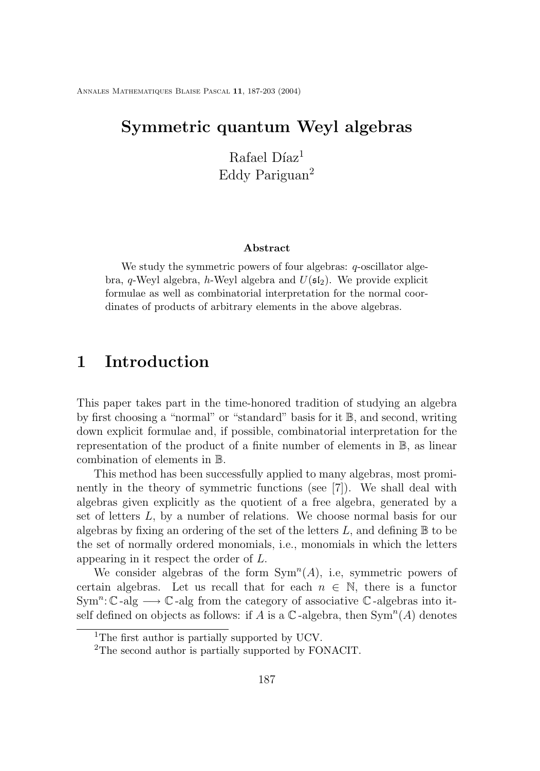# Symmetric quantum Weyl algebras

Rafael Díaz[1]
Eddy Pariguan[2]

**Abstract**

We study the symmetric powers of four algebras: $q$-oscillator algebra, $q$-Weyl algebra, $h$-Weyl algebra and $U(\mathfrak{sl}_2)$. We provide explicit formulae as well as combinatorial interpretation for the normal coordinates of products of arbitrary elements in the above algebras.

## 1 Introduction

This paper takes part in the time-honored tradition of studying an algebra by first choosing a "normal" or "standard" basis for it $\mathbb{B}$, and second, writing down explicit formulae and, if possible, combinatorial interpretation for the representation of the product of a finite number of elements in $\mathbb{B}$, as linear combination of elements in $\mathbb{B}$.

This method has been successfully applied to many algebras, most prominently in the theory of symmetric functions (see [7]). We shall deal with algebras given explicitly as the quotient of a free algebra, generated by a set of letters $L$, by a number of relations. We choose normal basis for our algebras by fixing an ordering of the set of the letters $L$, and defining $\mathbb{B}$ to be the set of normally ordered monomials, i.e., monomials in which the letters appearing in it respect the order of $L$.

We consider algebras of the form $\mathrm{Sym}^n(A)$, i.e, symmetric powers of certain algebras. Let us recall that for each $n \in \mathbb{N}$, there is a functor $\mathrm{Sym}^n\colon \mathbb{C}\text{-alg} \longrightarrow \mathbb{C}\text{-alg}$ from the category of associative $\mathbb{C}$-algebras into itself defined on objects as follows: if $A$ is a $\mathbb{C}$-algebra, then $\mathrm{Sym}^n(A)$ denotes

[1] The first author is partially supported by UCV.

[2] The second author is partially supported by FONACIT.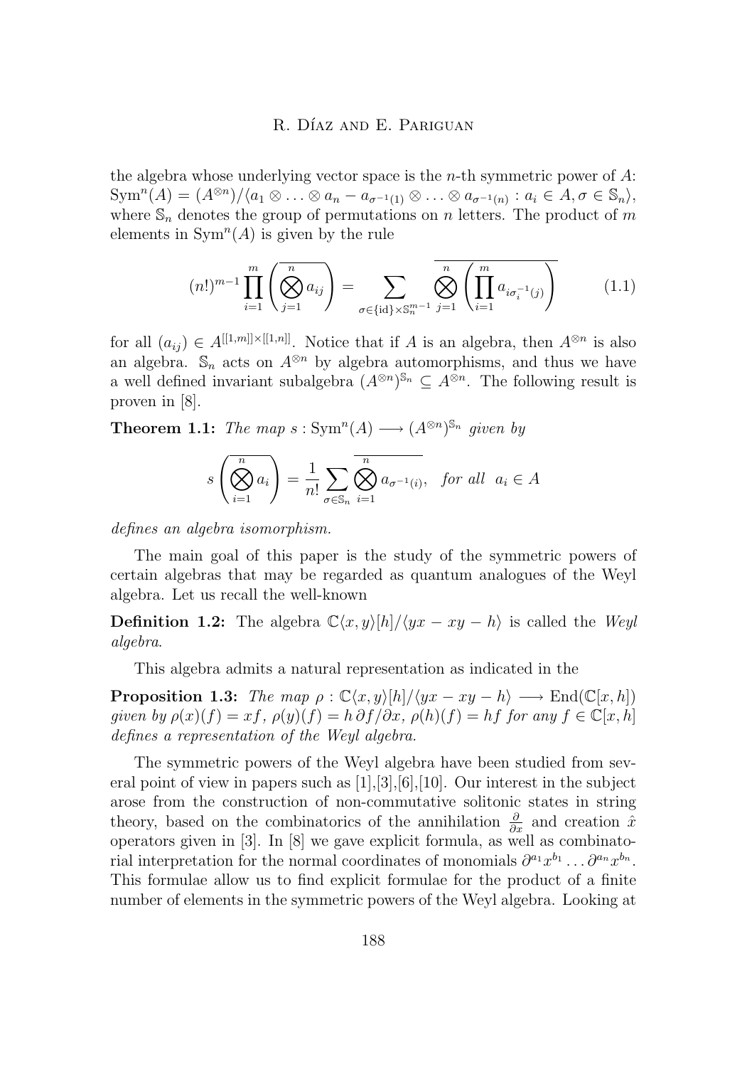the algebra whose underlying vector space is the $n$-th symmetric power of $A$: $\mathrm{Sym}^n(A) = (A^{\otimes n})/\langle a_1 \otimes \ldots \otimes a_n - a_{\sigma^{-1}(1)} \otimes \ldots \otimes a_{\sigma^{-1}(n)} : a_i \in A, \sigma \in \mathbb{S}_n \rangle$, where $\mathbb{S}_n$ denotes the group of permutations on $n$ letters. The product of $m$ elements in $\mathrm{Sym}^n(A)$ is given by the rule

$$(n!)^{m-1} \prod_{i=1}^{m} \left( \overline{\bigotimes_{j=1}^{n} a_{ij}} \right) = \sum_{\sigma \in \{\mathrm{id}\} \times \mathbb{S}_n^{m-1}} \overline{\bigotimes_{j=1}^{n} \left( \prod_{i=1}^{m} a_{i\sigma_i^{-1}(j)} \right)} \tag{1.1}$$

for all $(a_{ij}) \in A^{[[1,m]] \times [[1,n]]}$. Notice that if $A$ is an algebra, then $A^{\otimes n}$ is also an algebra. $\mathbb{S}_n$ acts on $A^{\otimes n}$ by algebra automorphisms, and thus we have a well defined invariant subalgebra $(A^{\otimes n})^{\mathbb{S}_n} \subseteq A^{\otimes n}$. The following result is proven in [8].

**Theorem 1.1:** *The map $s : \mathrm{Sym}^n(A) \longrightarrow (A^{\otimes n})^{\mathbb{S}_n}$ given by*

$$s\left( \overline{\bigotimes_{i=1}^{n} a_i} \right) = \frac{1}{n!} \sum_{\sigma \in \mathbb{S}_n} \overline{\bigotimes_{i=1}^{n} a_{\sigma^{-1}(i)}}, \quad \textit{for all} \;\; a_i \in A$$

*defines an algebra isomorphism.*

The main goal of this paper is the study of the symmetric powers of certain algebras that may be regarded as quantum analogues of the Weyl algebra. Let us recall the well-known

**Definition 1.2:** The algebra $\mathbb{C}\langle x, y\rangle[h]/\langle yx - xy - h\rangle$ is called the *Weyl algebra*.

This algebra admits a natural representation as indicated in the

**Proposition 1.3:** *The map $\rho : \mathbb{C}\langle x, y\rangle[h]/\langle yx - xy - h\rangle \longrightarrow \mathrm{End}(\mathbb{C}[x, h])$ given by $\rho(x)(f) = xf$, $\rho(y)(f) = h\,\partial f/\partial x$, $\rho(h)(f) = hf$ for any $f \in \mathbb{C}[x, h]$ defines a representation of the Weyl algebra.*

The symmetric powers of the Weyl algebra have been studied from several point of view in papers such as [1],[3],[6],[10]. Our interest in the subject arose from the construction of non-commutative solitonic states in string theory, based on the combinatorics of the annihilation $\frac{\partial}{\partial x}$ and creation $\hat{x}$ operators given in [3]. In [8] we gave explicit formula, as well as combinatorial interpretation for the normal coordinates of monomials $\partial^{a_1} x^{b_1} \ldots \partial^{a_n} x^{b_n}$. This formulae allow us to find explicit formulae for the product of a finite number of elements in the symmetric powers of the Weyl algebra. Looking at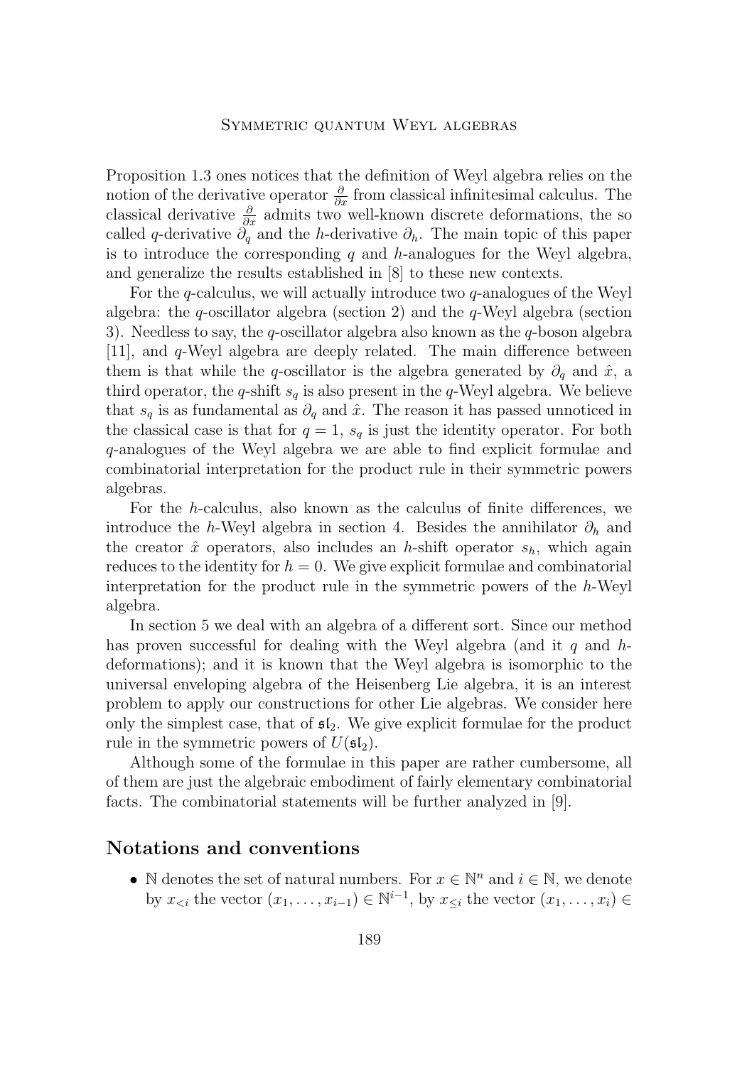Proposition 1.3 ones notices that the definition of Weyl algebra relies on the notion of the derivative operator $\frac{\partial}{\partial x}$ from classical infinitesimal calculus. The classical derivative $\frac{\partial}{\partial x}$ admits two well-known discrete deformations, the so called $q$-derivative $\partial_q$ and the $h$-derivative $\partial_h$. The main topic of this paper is to introduce the corresponding $q$ and $h$-analogues for the Weyl algebra, and generalize the results established in [8] to these new contexts.

For the $q$-calculus, we will actually introduce two $q$-analogues of the Weyl algebra: the $q$-oscillator algebra (section 2) and the $q$-Weyl algebra (section 3). Needless to say, the $q$-oscillator algebra also known as the $q$-boson algebra [11], and $q$-Weyl algebra are deeply related. The main difference between them is that while the $q$-oscillator is the algebra generated by $\partial_q$ and $\hat{x}$, a third operator, the $q$-shift $s_q$ is also present in the $q$-Weyl algebra. We believe that $s_q$ is as fundamental as $\partial_q$ and $\hat{x}$. The reason it has passed unnoticed in the classical case is that for $q = 1$, $s_q$ is just the identity operator. For both $q$-analogues of the Weyl algebra we are able to find explicit formulae and combinatorial interpretation for the product rule in their symmetric powers algebras.

For the $h$-calculus, also known as the calculus of finite differences, we introduce the $h$-Weyl algebra in section 4. Besides the annihilator $\partial_h$ and the creator $\hat{x}$ operators, also includes an $h$-shift operator $s_h$, which again reduces to the identity for $h = 0$. We give explicit formulae and combinatorial interpretation for the product rule in the symmetric powers of the $h$-Weyl algebra.

In section 5 we deal with an algebra of a different sort. Since our method has proven successful for dealing with the Weyl algebra (and it $q$ and $h$-deformations); and it is known that the Weyl algebra is isomorphic to the universal enveloping algebra of the Heisenberg Lie algebra, it is an interest problem to apply our constructions for other Lie algebras. We consider here only the simplest case, that of $\mathfrak{sl}_2$. We give explicit formulae for the product rule in the symmetric powers of $U(\mathfrak{sl}_2)$.

Although some of the formulae in this paper are rather cumbersome, all of them are just the algebraic embodiment of fairly elementary combinatorial facts. The combinatorial statements will be further analyzed in [9].

## Notations and conventions

- $\mathbb{N}$ denotes the set of natural numbers. For $x \in \mathbb{N}^n$ and $i \in \mathbb{N}$, we denote by $x_{<i}$ the vector $(x_1, \ldots, x_{i-1}) \in \mathbb{N}^{i-1}$, by $x_{\leq i}$ the vector $(x_1, \ldots, x_i) \in$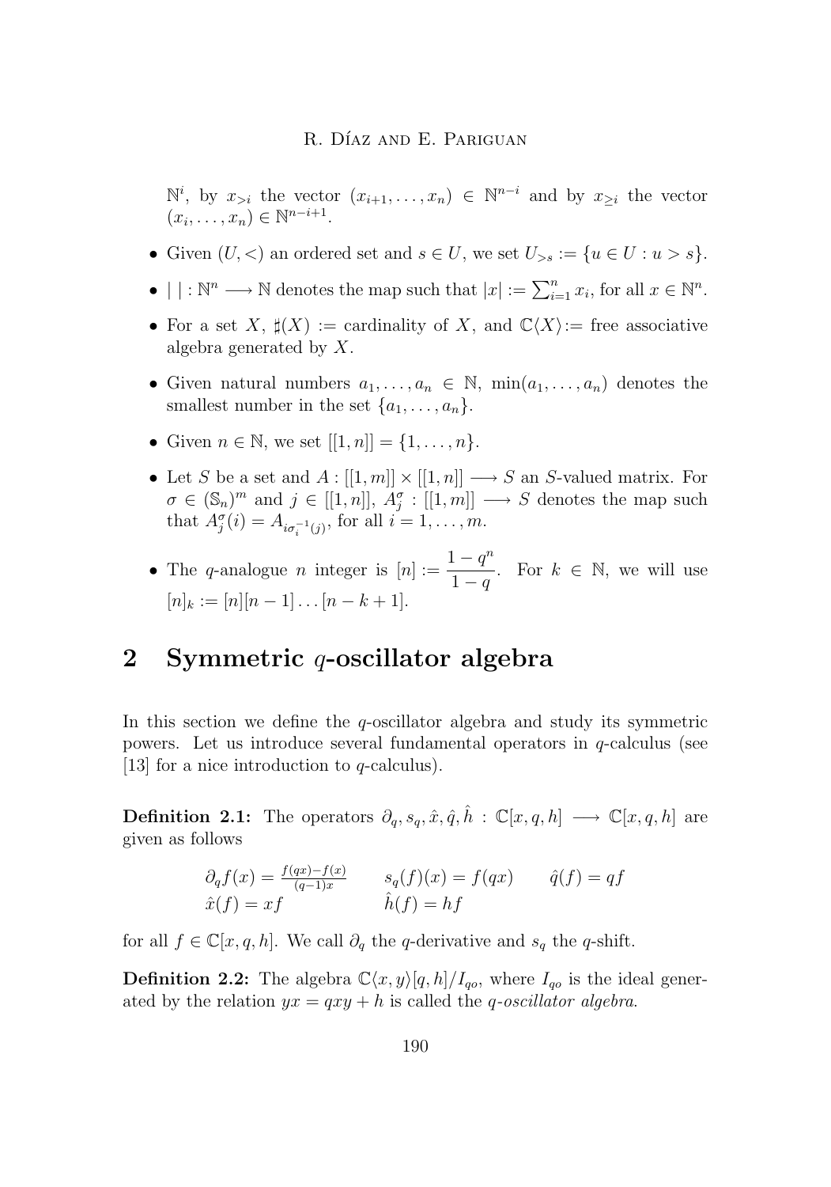$\mathbb{N}^i$, by $x_{>i}$ the vector $(x_{i+1},\ldots,x_n) \in \mathbb{N}^{n-i}$ and by $x_{\geq i}$ the vector $(x_i,\ldots,x_n) \in \mathbb{N}^{n-i+1}$.

- Given $(U,<)$ an ordered set and $s \in U$, we set $U_{>s} := \{u \in U : u > s\}$.
- $|\ | : \mathbb{N}^n \longrightarrow \mathbb{N}$ denotes the map such that $|x| := \sum_{i=1}^n x_i$, for all $x \in \mathbb{N}^n$.
- For a set $X$, $\sharp(X) :=$ cardinality of $X$, and $\mathbb{C}\langle X\rangle :=$ free associative algebra generated by $X$.
- Given natural numbers $a_1,\ldots,a_n \in \mathbb{N}$, $\min(a_1,\ldots,a_n)$ denotes the smallest number in the set $\{a_1,\ldots,a_n\}$.
- Given $n \in \mathbb{N}$, we set $[[1,n]] = \{1,\ldots,n\}$.
- Let $S$ be a set and $A : [[1,m]] \times [[1,n]] \longrightarrow S$ an $S$-valued matrix. For $\sigma \in (\mathbb{S}_n)^m$ and $j \in [[1,n]]$, $A_j^\sigma : [[1,m]] \longrightarrow S$ denotes the map such that $A_j^\sigma(i) = A_{i\sigma_i^{-1}(j)}$, for all $i = 1,\ldots,m$.
- The $q$-analogue $n$ integer is $[n] := \dfrac{1-q^n}{1-q}$. For $k \in \mathbb{N}$, we will use $[n]_k := [n][n-1]\ldots[n-k+1]$.

## 2 Symmetric $q$-oscillator algebra

In this section we define the $q$-oscillator algebra and study its symmetric powers. Let us introduce several fundamental operators in $q$-calculus (see [13] for a nice introduction to $q$-calculus).

**Definition 2.1:** The operators $\partial_q, s_q, \hat{x}, \hat{q}, \hat{h} : \mathbb{C}[x,q,h] \longrightarrow \mathbb{C}[x,q,h]$ are given as follows

$$\partial_q f(x) = \frac{f(qx)-f(x)}{(q-1)x} \qquad s_q(f)(x) = f(qx) \qquad \hat{q}(f) = qf$$
$$\hat{x}(f) = xf \qquad \hat{h}(f) = hf$$

for all $f \in \mathbb{C}[x,q,h]$. We call $\partial_q$ the $q$-derivative and $s_q$ the $q$-shift.

**Definition 2.2:** The algebra $\mathbb{C}\langle x,y\rangle[q,h]/I_{qo}$, where $I_{qo}$ is the ideal generated by the relation $yx = qxy + h$ is called the *$q$-oscillator algebra*.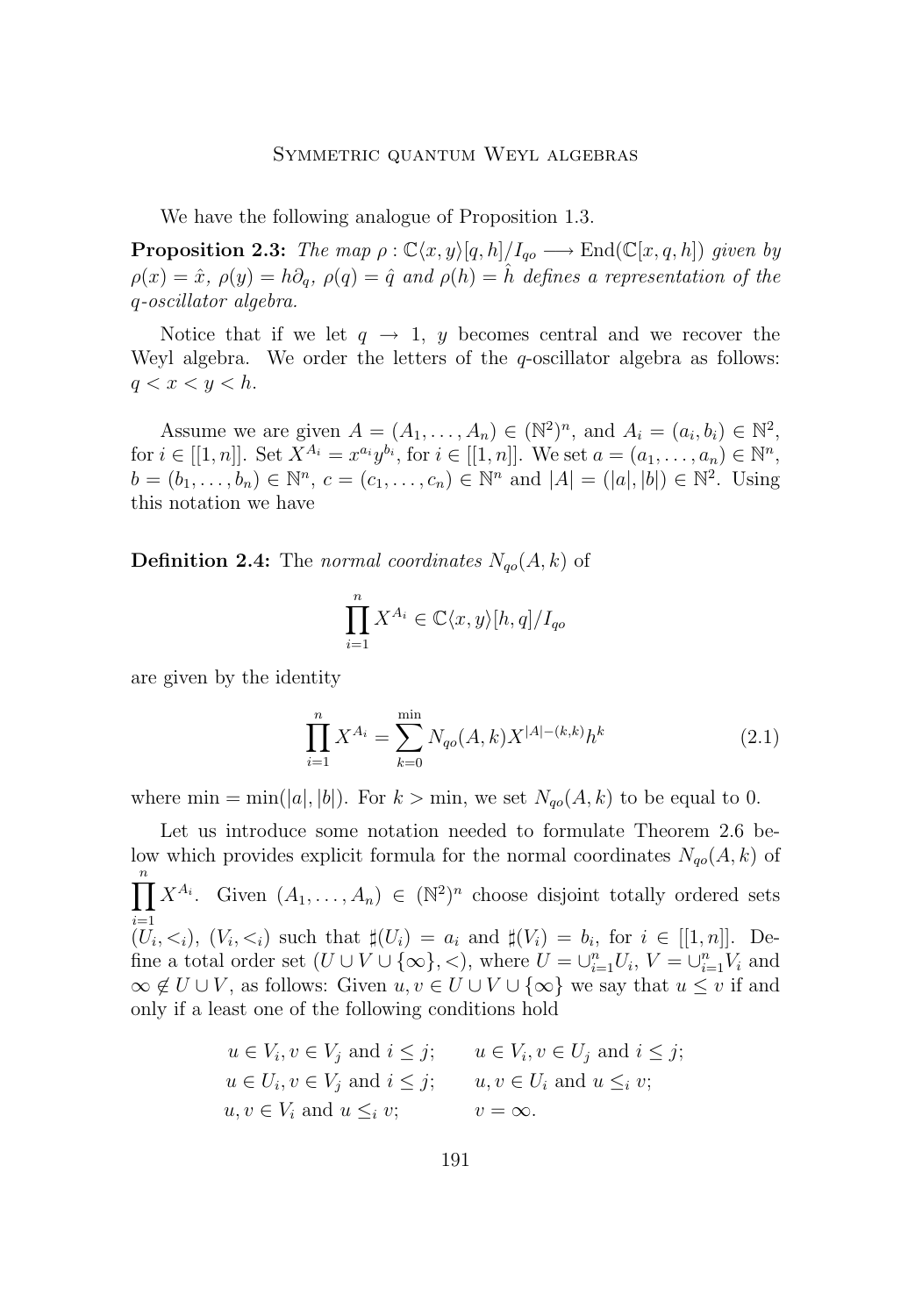We have the following analogue of Proposition 1.3.

**Proposition 2.3:** *The map* $\rho : \mathbb{C}\langle x, y\rangle[q, h]/I_{qo} \longrightarrow \mathrm{End}(\mathbb{C}[x, q, h])$ *given by* $\rho(x) = \hat{x}$*,* $\rho(y) = h\partial_q$*,* $\rho(q) = \hat{q}$ *and* $\rho(h) = \hat{h}$ *defines a representation of the* $q$*-oscillator algebra.*

Notice that if we let $q \to 1$, $y$ becomes central and we recover the Weyl algebra. We order the letters of the $q$-oscillator algebra as follows: $q < x < y < h$.

Assume we are given $A = (A_1, \ldots, A_n) \in (\mathbb{N}^2)^n$, and $A_i = (a_i, b_i) \in \mathbb{N}^2$, for $i \in [[1, n]]$. Set $X^{A_i} = x^{a_i} y^{b_i}$, for $i \in [[1, n]]$. We set $a = (a_1, \ldots, a_n) \in \mathbb{N}^n$, $b = (b_1, \ldots, b_n) \in \mathbb{N}^n$, $c = (c_1, \ldots, c_n) \in \mathbb{N}^n$ and $|A| = (|a|, |b|) \in \mathbb{N}^2$. Using this notation we have

**Definition 2.4:** The *normal coordinates* $N_{qo}(A, k)$ of

$$\prod_{i=1}^{n} X^{A_i} \in \mathbb{C}\langle x, y\rangle[h, q]/I_{qo}$$

are given by the identity

$$\prod_{i=1}^{n} X^{A_i} = \sum_{k=0}^{\min} N_{qo}(A, k) X^{|A|-(k,k)} h^k \tag{2.1}$$

where $\min = \min(|a|, |b|)$. For $k > \min$, we set $N_{qo}(A, k)$ to be equal to 0.

Let us introduce some notation needed to formulate Theorem 2.6 below which provides explicit formula for the normal coordinates $N_{qo}(A, k)$ of $\prod_{i=1}^{n} X^{A_i}$. Given $(A_1, \ldots, A_n) \in (\mathbb{N}^2)^n$ choose disjoint totally ordered sets $(U_i, <_i)$, $(V_i, <_i)$ such that $\sharp(U_i) = a_i$ and $\sharp(V_i) = b_i$, for $i \in [[1, n]]$. Define a total order set $(U \cup V \cup \{\infty\}, <)$, where $U = \cup_{i=1}^{n} U_i$, $V = \cup_{i=1}^{n} V_i$ and $\infty \notin U \cup V$, as follows: Given $u, v \in U \cup V \cup \{\infty\}$ we say that $u \leq v$ if and only if a least one of the following conditions hold

$$\begin{array}{ll}
u \in V_i, v \in V_j \text{ and } i \leq j; & u \in V_i, v \in U_j \text{ and } i \leq j; \\
u \in U_i, v \in V_j \text{ and } i \leq j; & u, v \in U_i \text{ and } u \leq_i v; \\
u, v \in V_i \text{ and } u \leq_i v; & v = \infty.
\end{array}$$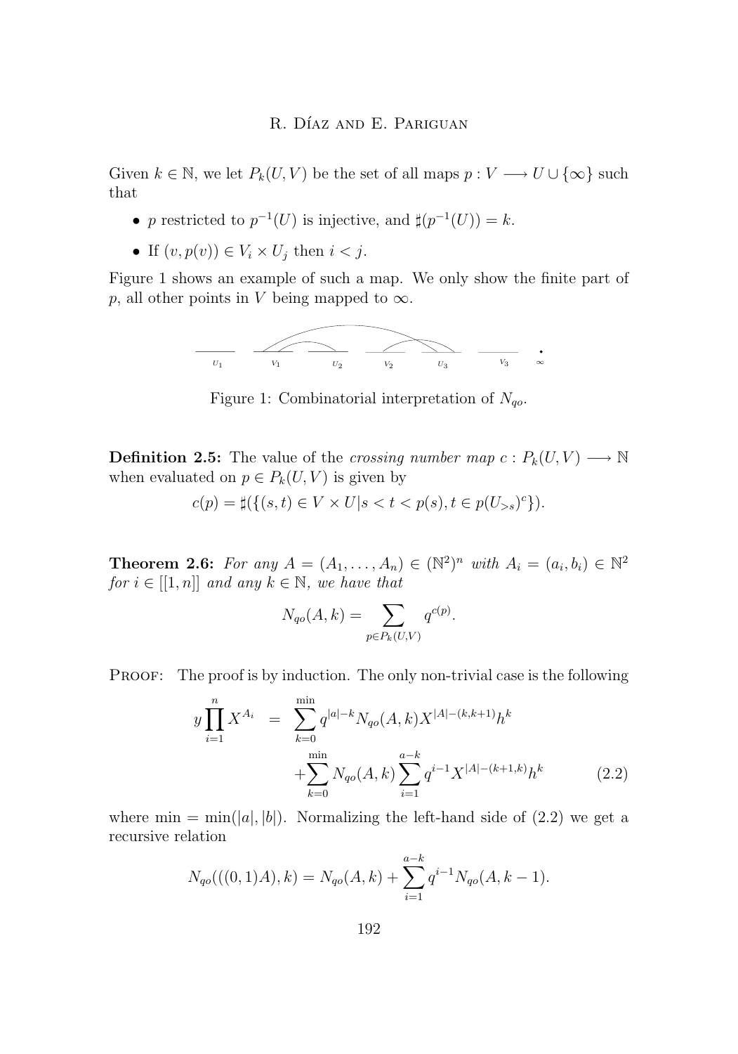Given $k \in \mathbb{N}$, we let $P_k(U,V)$ be the set of all maps $p : V \longrightarrow U \cup \{\infty\}$ such that

- $p$ restricted to $p^{-1}(U)$ is injective, and $\sharp(p^{-1}(U)) = k$.
- If $(v, p(v)) \in V_i \times U_j$ then $i < j$.

Figure 1 shows an example of such a map. We only show the finite part of $p$, all other points in $V$ being mapped to $\infty$.

Figure 1: Combinatorial interpretation of $N_{qo}$.

**Definition 2.5:** The value of the *crossing number map* $c : P_k(U,V) \longrightarrow \mathbb{N}$ when evaluated on $p \in P_k(U,V)$ is given by

$$c(p) = \sharp(\{(s,t) \in V \times U | s < t < p(s), t \in p(U_{>s})^c\}).$$

**Theorem 2.6:** *For any $A = (A_1, \ldots, A_n) \in (\mathbb{N}^2)^n$ with $A_i = (a_i, b_i) \in \mathbb{N}^2$ for $i \in [[1,n]]$ and any $k \in \mathbb{N}$, we have that*

$$N_{qo}(A,k) = \sum_{p \in P_k(U,V)} q^{c(p)}.$$

Proof: The proof is by induction. The only non-trivial case is the following

$$\begin{aligned} y \prod_{i=1}^{n} X^{A_i} &= \sum_{k=0}^{\min} q^{|a|-k} N_{qo}(A,k) X^{|A|-(k,k+1)} h^k \\ &\quad + \sum_{k=0}^{\min} N_{qo}(A,k) \sum_{i=1}^{a-k} q^{i-1} X^{|A|-(k+1,k)} h^k \end{aligned} \tag{2.2}$$

where $\min = \min(|a|,|b|)$. Normalizing the left-hand side of (2.2) we get a recursive relation

$$N_{qo}(((0,1)A),k) = N_{qo}(A,k) + \sum_{i=1}^{a-k} q^{i-1} N_{qo}(A,k-1).$$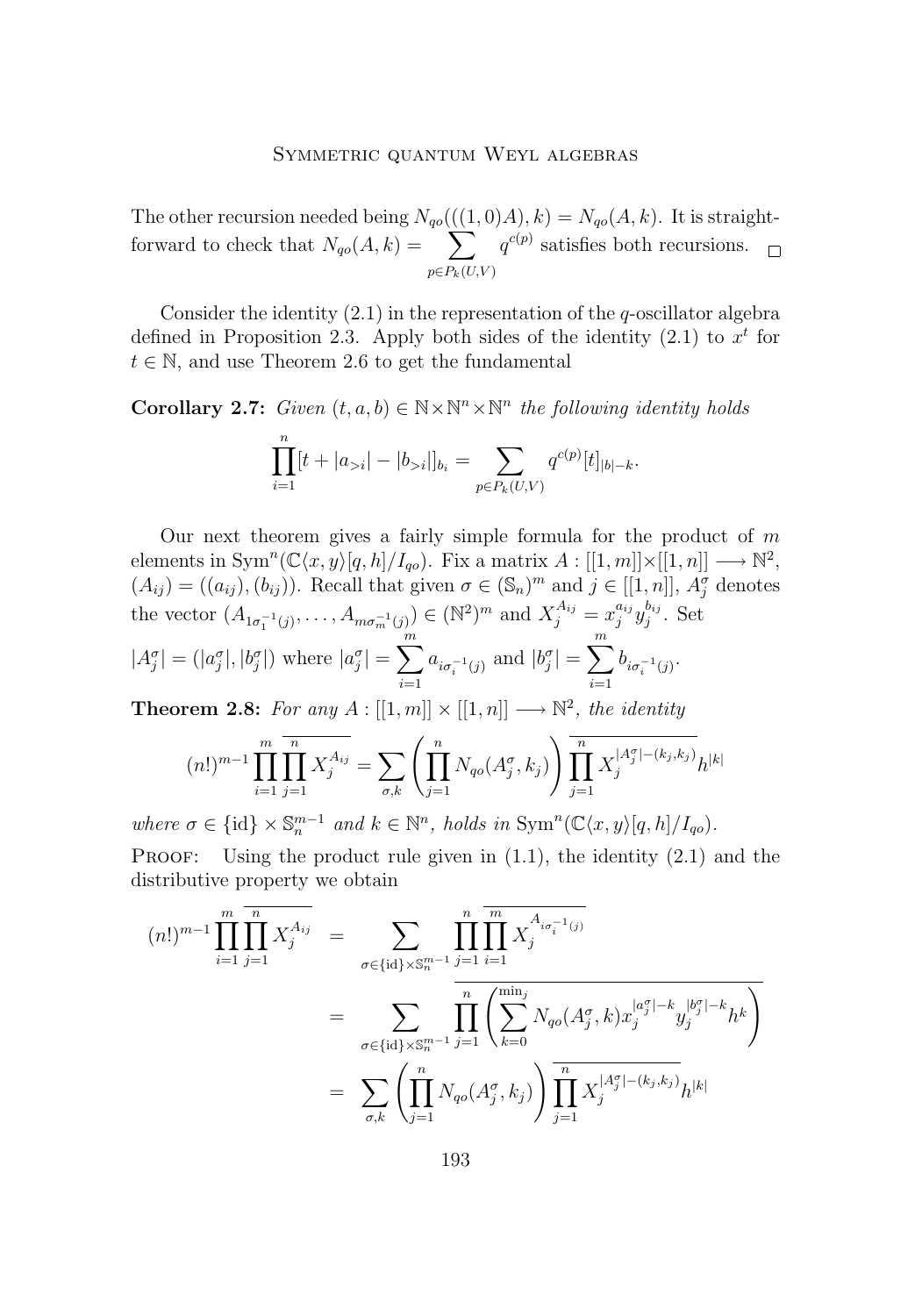The other recursion needed being $N_{qo}(((1,0)A),k) = N_{qo}(A,k)$. It is straightforward to check that $N_{qo}(A,k) = \displaystyle\sum_{p \in P_k(U,V)} q^{c(p)}$ satisfies both recursions. $\square$

Consider the identity (2.1) in the representation of the $q$-oscillator algebra defined in Proposition 2.3. Apply both sides of the identity (2.1) to $x^t$ for $t \in \mathbb{N}$, and use Theorem 2.6 to get the fundamental

**Corollary 2.7:** *Given $(t,a,b) \in \mathbb{N} \times \mathbb{N}^n \times \mathbb{N}^n$ the following identity holds*

$$\prod_{i=1}^{n} [t + |a_{>i}| - |b_{>i}|]_{b_i} = \sum_{p \in P_k(U,V)} q^{c(p)} [t]_{|b|-k}.$$

Our next theorem gives a fairly simple formula for the product of $m$ elements in $\mathrm{Sym}^n(\mathbb{C}\langle x,y\rangle[q,h]/I_{qo})$. Fix a matrix $A : [[1,m]] \times [[1,n]] \longrightarrow \mathbb{N}^2$, $(A_{ij}) = ((a_{ij}),(b_{ij}))$. Recall that given $\sigma \in (\mathbb{S}_n)^m$ and $j \in [[1,n]]$, $A^\sigma_j$ denotes the vector $(A_{1\sigma_1^{-1}(j)}, \ldots, A_{m\sigma_m^{-1}(j)}) \in (\mathbb{N}^2)^m$ and $X_j^{A_{ij}} = x_j^{a_{ij}} y_j^{b_{ij}}$. Set $|A^\sigma_j| = (|a^\sigma_j|, |b^\sigma_j|)$ where $|a^\sigma_j| = \displaystyle\sum_{i=1}^{m} a_{i\sigma_i^{-1}(j)}$ and $|b^\sigma_j| = \displaystyle\sum_{i=1}^{m} b_{i\sigma_i^{-1}(j)}$.

**Theorem 2.8:** *For any $A : [[1,m]] \times [[1,n]] \longrightarrow \mathbb{N}^2$, the identity*

$$(n!)^{m-1} \prod_{i=1}^{m} \overline{\prod_{j=1}^{n} X_j^{A_{ij}}} = \sum_{\sigma,k} \left( \prod_{j=1}^{n} N_{qo}(A^\sigma_j, k_j) \right) \overline{\prod_{j=1}^{n} X_j^{|A^\sigma_j| - (k_j,k_j)}}\, h^{|k|}$$

*where $\sigma \in \{\mathrm{id}\} \times \mathbb{S}_n^{m-1}$ and $k \in \mathbb{N}^n$, holds in $\mathrm{Sym}^n(\mathbb{C}\langle x,y\rangle[q,h]/I_{qo})$.*

Proof: Using the product rule given in (1.1), the identity (2.1) and the distributive property we obtain

$$\begin{aligned}
(n!)^{m-1} \prod_{i=1}^{m} \overline{\prod_{j=1}^{n} X_j^{A_{ij}}} &= \sum_{\sigma \in \{\mathrm{id}\} \times \mathbb{S}_n^{m-1}} \overline{\prod_{j=1}^{n} \prod_{i=1}^{m} X_j^{A_{i\sigma_i^{-1}(j)}}} \\
&= \sum_{\sigma \in \{\mathrm{id}\} \times \mathbb{S}_n^{m-1}} \overline{\prod_{j=1}^{n} \left( \sum_{k=0}^{\min_j} N_{qo}(A^\sigma_j, k) x_j^{|a^\sigma_j| - k} y_j^{|b^\sigma_j| - k} h^k \right)} \\
&= \sum_{\sigma,k} \left( \prod_{j=1}^{n} N_{qo}(A^\sigma_j, k_j) \right) \overline{\prod_{j=1}^{n} X_j^{|A^\sigma_j| - (k_j,k_j)}}\, h^{|k|}
\end{aligned}$$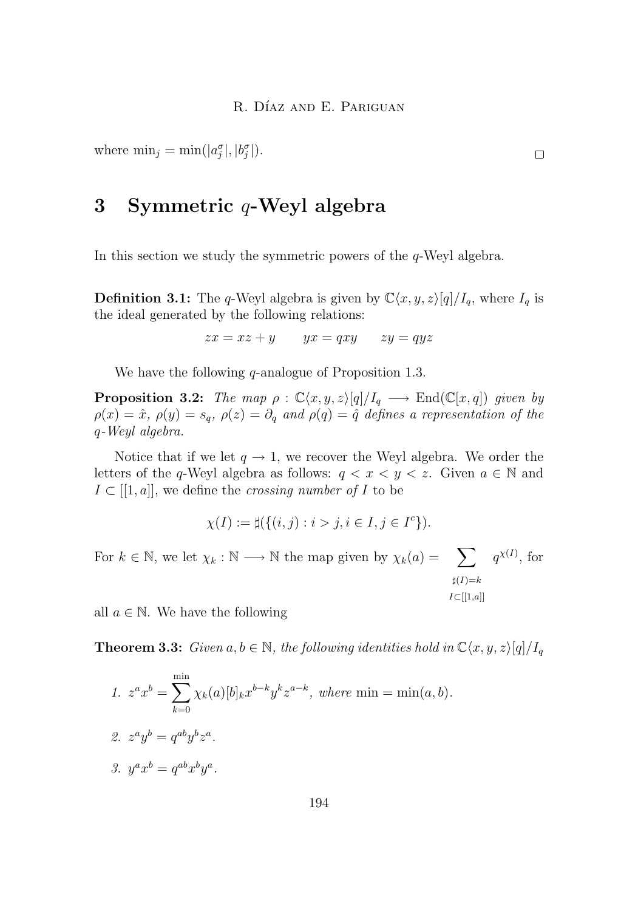where $\min_j = \min(|a^\sigma_j|, |b^\sigma_j|)$. $\square$

## 3 Symmetric $q$-Weyl algebra

In this section we study the symmetric powers of the $q$-Weyl algebra.

**Definition 3.1:** The $q$-Weyl algebra is given by $\mathbb{C}\langle x, y, z\rangle[q]/I_q$, where $I_q$ is the ideal generated by the following relations:

$$zx = xz + y \qquad yx = qxy \qquad zy = qyz$$

We have the following $q$-analogue of Proposition 1.3.

**Proposition 3.2:** *The map $\rho : \mathbb{C}\langle x, y, z\rangle[q]/I_q \longrightarrow \mathrm{End}(\mathbb{C}[x, q])$ given by $\rho(x) = \hat{x}$, $\rho(y) = s_q$, $\rho(z) = \partial_q$ and $\rho(q) = \hat{q}$ defines a representation of the $q$-Weyl algebra.*

Notice that if we let $q \to 1$, we recover the Weyl algebra. We order the letters of the $q$-Weyl algebra as follows: $q < x < y < z$. Given $a \in \mathbb{N}$ and $I \subset [[1, a]]$, we define the *crossing number of $I$* to be

$$\chi(I) := \sharp(\{(i, j) : i > j, i \in I, j \in I^c\}).$$

For $k \in \mathbb{N}$, we let $\chi_k : \mathbb{N} \longrightarrow \mathbb{N}$ the map given by $\chi_k(a) = \displaystyle\sum_{\substack{\sharp(I)=k \\ I\subset[[1,a]]}} q^{\chi(I)}$, for all $a \in \mathbb{N}$. We have the following

**Theorem 3.3:** *Given $a, b \in \mathbb{N}$, the following identities hold in $\mathbb{C}\langle x, y, z\rangle[q]/I_q$*

1. $z^a x^b = \displaystyle\sum_{k=0}^{\min} \chi_k(a)[b]_k x^{b-k} y^k z^{a-k}$, *where* $\min = \min(a, b)$.
2. $z^a y^b = q^{ab} y^b z^a$.
3. $y^a x^b = q^{ab} x^b y^a$.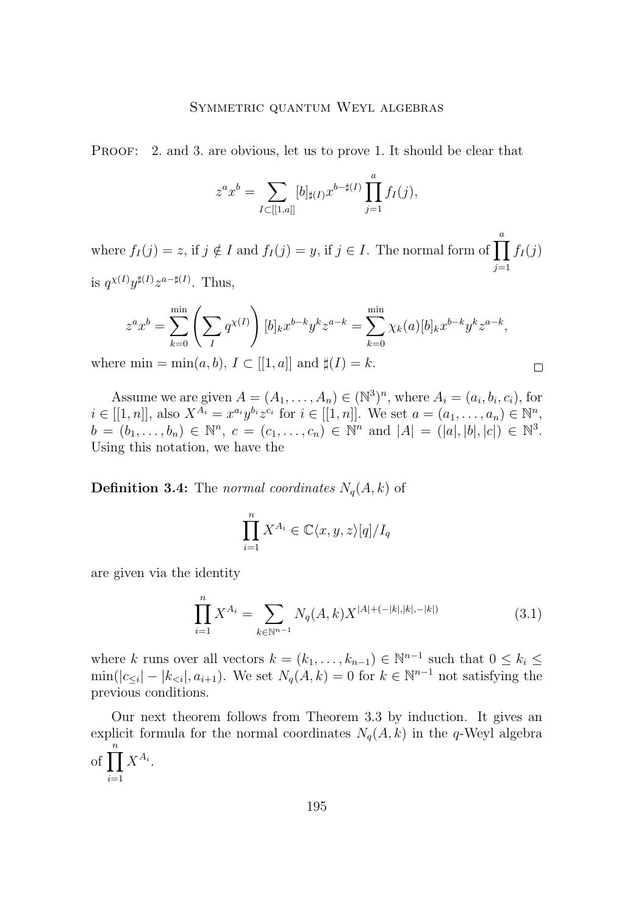PROOF: 2. and 3. are obvious, let us to prove 1. It should be clear that

$$z^a x^b = \sum_{I \subset [[1,a]]} [b]_{\sharp(I)} x^{b-\sharp(I)} \prod_{j=1}^{a} f_I(j),$$

where $f_I(j) = z$, if $j \notin I$ and $f_I(j) = y$, if $j \in I$. The normal form of $\prod_{j=1}^{a} f_I(j)$ is $q^{\chi(I)} y^{\sharp(I)} z^{a-\sharp(I)}$. Thus,

$$z^a x^b = \sum_{k=0}^{\min} \left( \sum_I q^{\chi(I)} \right) [b]_k x^{b-k} y^k z^{a-k} = \sum_{k=0}^{\min} \chi_k(a) [b]_k x^{b-k} y^k z^{a-k},$$

where $\min = \min(a,b)$, $I \subset [[1,a]]$ and $\sharp(I) = k$. □

Assume we are given $A = (A_1, \ldots, A_n) \in (\mathbb{N}^3)^n$, where $A_i = (a_i, b_i, c_i)$, for $i \in [[1,n]]$, also $X^{A_i} = x^{a_i} y^{b_i} z^{c_i}$ for $i \in [[1,n]]$. We set $a = (a_1, \ldots, a_n) \in \mathbb{N}^n$, $b = (b_1, \ldots, b_n) \in \mathbb{N}^n$, $c = (c_1, \ldots, c_n) \in \mathbb{N}^n$ and $|A| = (|a|, |b|, |c|) \in \mathbb{N}^3$. Using this notation, we have the

**Definition 3.4:** The *normal coordinates* $N_q(A,k)$ of

$$\prod_{i=1}^{n} X^{A_i} \in \mathbb{C}\langle x, y, z\rangle[q]/I_q$$

are given via the identity

$$\prod_{i=1}^{n} X^{A_i} = \sum_{k \in \mathbb{N}^{n-1}} N_q(A,k) X^{|A| + (-|k|, |k|, -|k|)} \tag{3.1}$$

where $k$ runs over all vectors $k = (k_1, \ldots, k_{n-1}) \in \mathbb{N}^{n-1}$ such that $0 \leq k_i \leq \min(|c_{\leq i}| - |k_{<i}|, a_{i+1})$. We set $N_q(A,k) = 0$ for $k \in \mathbb{N}^{n-1}$ not satisfying the previous conditions.

Our next theorem follows from Theorem 3.3 by induction. It gives an explicit formula for the normal coordinates $N_q(A,k)$ in the $q$-Weyl algebra of $\prod_{i=1}^{n} X^{A_i}$.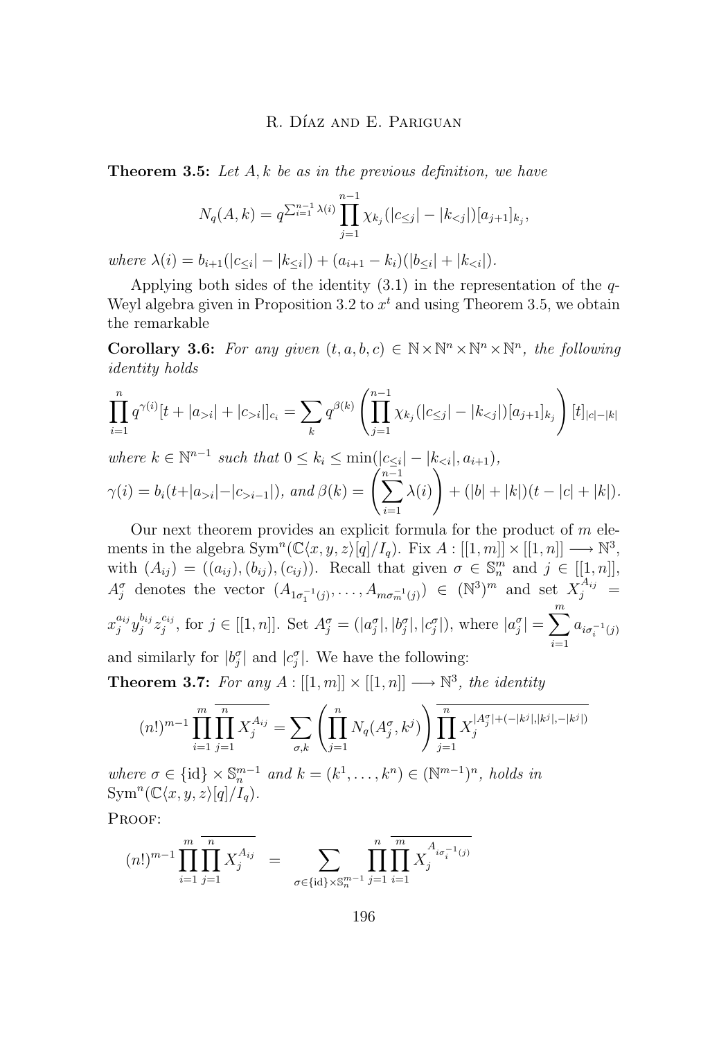**Theorem 3.5:** *Let $A, k$ be as in the previous definition, we have*

$$N_q(A,k) = q^{\sum_{i=1}^{n-1}\lambda(i)} \prod_{j=1}^{n-1} \chi_{k_j}(|c_{\leq j}| - |k_{<j}|)[a_{j+1}]_{k_j},$$

*where $\lambda(i) = b_{i+1}(|c_{\leq i}| - |k_{\leq i}|) + (a_{i+1} - k_i)(|b_{\leq i}| + |k_{<i}|)$.*

Applying both sides of the identity (3.1) in the representation of the $q$-Weyl algebra given in Proposition 3.2 to $x^t$ and using Theorem 3.5, we obtain the remarkable

**Corollary 3.6:** *For any given $(t,a,b,c) \in \mathbb{N} \times \mathbb{N}^n \times \mathbb{N}^n \times \mathbb{N}^n$, the following identity holds*

$$\prod_{i=1}^{n} q^{\gamma(i)}[t + |a_{>i}| + |c_{>i}|]_{c_i} = \sum_{k} q^{\beta(k)} \left( \prod_{j=1}^{n-1} \chi_{k_j}(|c_{\leq j}| - |k_{<j}|)[a_{j+1}]_{k_j} \right) [t]_{|c|-|k|}$$

*where $k \in \mathbb{N}^{n-1}$ such that $0 \leq k_i \leq \min(|c_{\leq i}| - |k_{<i}|, a_{i+1})$,*
*$\gamma(i) = b_i(t + |a_{>i}| - |c_{>i-1}|)$, and $\beta(k) = \left( \sum_{i=1}^{n-1} \lambda(i) \right) + (|b| + |k|)(t - |c| + |k|)$.*

Our next theorem provides an explicit formula for the product of $m$ elements in the algebra $\mathrm{Sym}^n(\mathbb{C}\langle x,y,z\rangle[q]/I_q)$. Fix $A : [[1,m]] \times [[1,n]] \longrightarrow \mathbb{N}^3$, with $(A_{ij}) = ((a_{ij}), (b_{ij}), (c_{ij}))$. Recall that given $\sigma \in \mathbb{S}_n^m$ and $j \in [[1,n]]$, $A_j^\sigma$ denotes the vector $(A_{1\sigma_1^{-1}(j)}, \ldots, A_{m\sigma_m^{-1}(j)}) \in (\mathbb{N}^3)^m$ and set $X_j^{A_{ij}} = x_j^{a_{ij}} y_j^{b_{ij}} z_j^{c_{ij}}$, for $j \in [[1,n]]$. Set $A_j^\sigma = (|a_j^\sigma|, |b_j^\sigma|, |c_j^\sigma|)$, where $|a_j^\sigma| = \sum_{i=1}^{m} a_{i\sigma_i^{-1}(j)}$ and similarly for $|b_j^\sigma|$ and $|c_j^\sigma|$. We have the following:

**Theorem 3.7:** *For any $A : [[1,m]] \times [[1,n]] \longrightarrow \mathbb{N}^3$, the identity*

$$(n!)^{m-1} \prod_{i=1}^{m} \overline{\prod_{j=1}^{n} X_j^{A_{ij}}} = \sum_{\sigma,k} \left( \prod_{j=1}^{n} N_q(A_j^\sigma, k^j) \right) \overline{\prod_{j=1}^{n} X_j^{|A_j^\sigma| + (-|k^j|, |k^j|, -|k^j|)}}$$

*where $\sigma \in \{\mathrm{id}\} \times \mathbb{S}_n^{m-1}$ and $k = (k^1, \ldots, k^n) \in (\mathbb{N}^{m-1})^n$, holds in $\mathrm{Sym}^n(\mathbb{C}\langle x,y,z\rangle[q]/I_q)$.*

Proof:

$$(n!)^{m-1} \prod_{i=1}^{m} \overline{\prod_{j=1}^{n} X_j^{A_{ij}}} = \sum_{\sigma \in \{\mathrm{id}\} \times \mathbb{S}_n^{m-1}} \prod_{j=1}^{n} \overline{\prod_{i=1}^{m} X_j^{A_{i\sigma_i^{-1}(j)}}}$$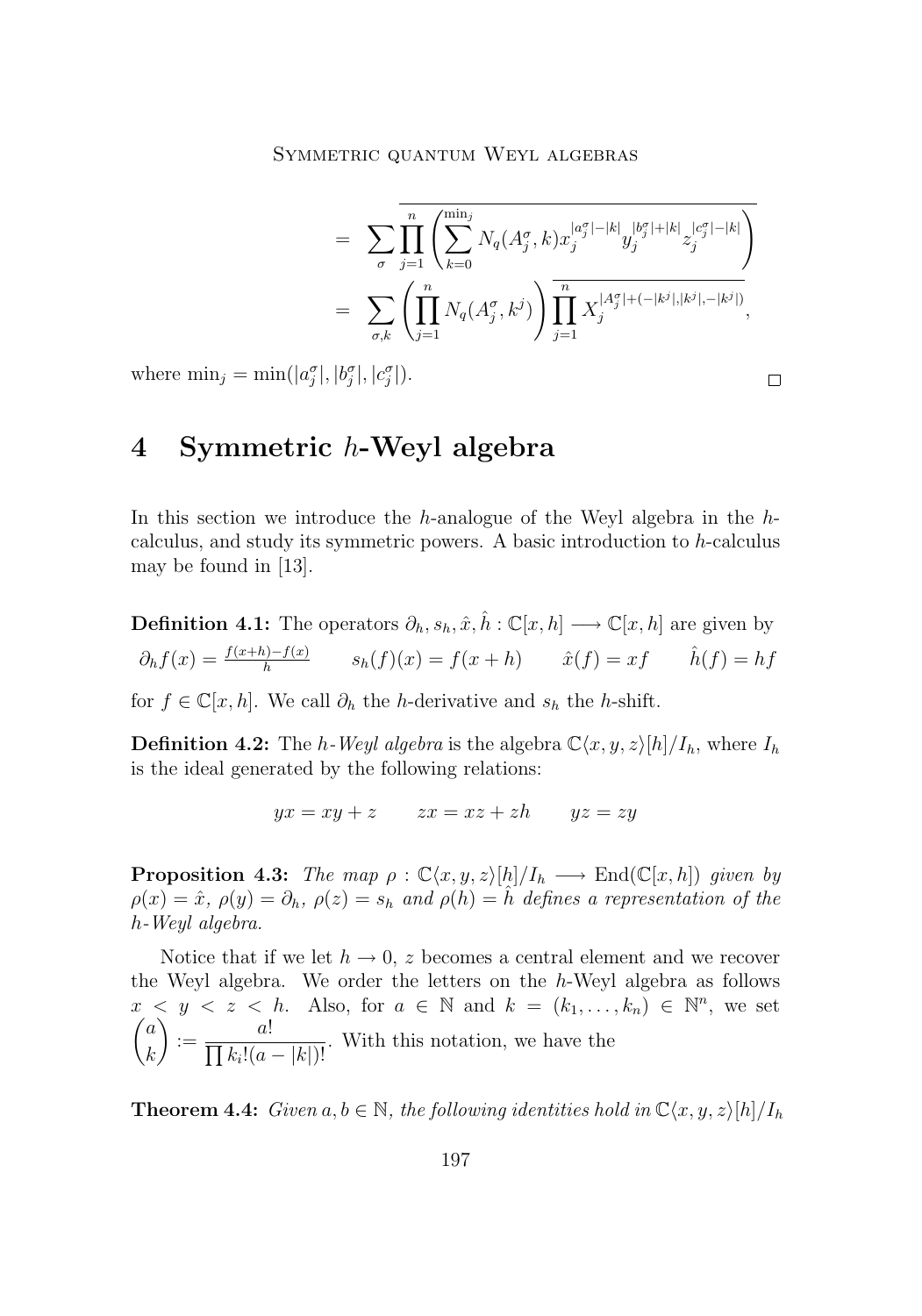$$
\begin{aligned}
&= \sum_{\sigma} \overline{\prod_{j=1}^{n} \left( \sum_{k=0}^{\min_j} N_q(A_j^\sigma, k) x_j^{|a_j^\sigma|-|k|} y_j^{|b_j^\sigma|+|k|} z_j^{|c_j^\sigma|-|k|} \right)} \\
&= \sum_{\sigma,k} \left( \prod_{j=1}^{n} N_q(A_j^\sigma, k^j) \right) \overline{\prod_{j=1}^{n} X_j^{|A_j^\sigma|+(-|k^j|,|k^j|,-|k^j|)}},
\end{aligned}
$$

where $\min_j = \min(|a_j^\sigma|, |b_j^\sigma|, |c_j^\sigma|)$. $\square$

# 4 Symmetric $h$-Weyl algebra

In this section we introduce the $h$-analogue of the Weyl algebra in the $h$-calculus, and study its symmetric powers. A basic introduction to $h$-calculus may be found in [13].

**Definition 4.1:** The operators $\partial_h, s_h, \hat{x}, \hat{h} : \mathbb{C}[x,h] \longrightarrow \mathbb{C}[x,h]$ are given by

$$
\partial_h f(x) = \frac{f(x+h)-f(x)}{h} \qquad s_h(f)(x) = f(x+h) \qquad \hat{x}(f) = xf \qquad \hat{h}(f) = hf
$$

for $f \in \mathbb{C}[x,h]$. We call $\partial_h$ the $h$-derivative and $s_h$ the $h$-shift.

**Definition 4.2:** The *$h$-Weyl algebra* is the algebra $\mathbb{C}\langle x,y,z\rangle[h]/I_h$, where $I_h$ is the ideal generated by the following relations:

$$
yx = xy + z \qquad zx = xz + zh \qquad yz = zy
$$

**Proposition 4.3:** *The map $\rho : \mathbb{C}\langle x,y,z\rangle[h]/I_h \longrightarrow \mathrm{End}(\mathbb{C}[x,h])$ given by $\rho(x) = \hat{x}$, $\rho(y) = \partial_h$, $\rho(z) = s_h$ and $\rho(h) = \hat{h}$ defines a representation of the $h$-Weyl algebra.*

Notice that if we let $h \to 0$, $z$ becomes a central element and we recover the Weyl algebra. We order the letters on the $h$-Weyl algebra as follows $x < y < z < h$. Also, for $a \in \mathbb{N}$ and $k = (k_1, \ldots, k_n) \in \mathbb{N}^n$, we set $\binom{a}{k} := \dfrac{a!}{\prod k_i!(a-|k|)!}$. With this notation, we have the

**Theorem 4.4:** *Given $a, b \in \mathbb{N}$, the following identities hold in $\mathbb{C}\langle x,y,z\rangle[h]/I_h$*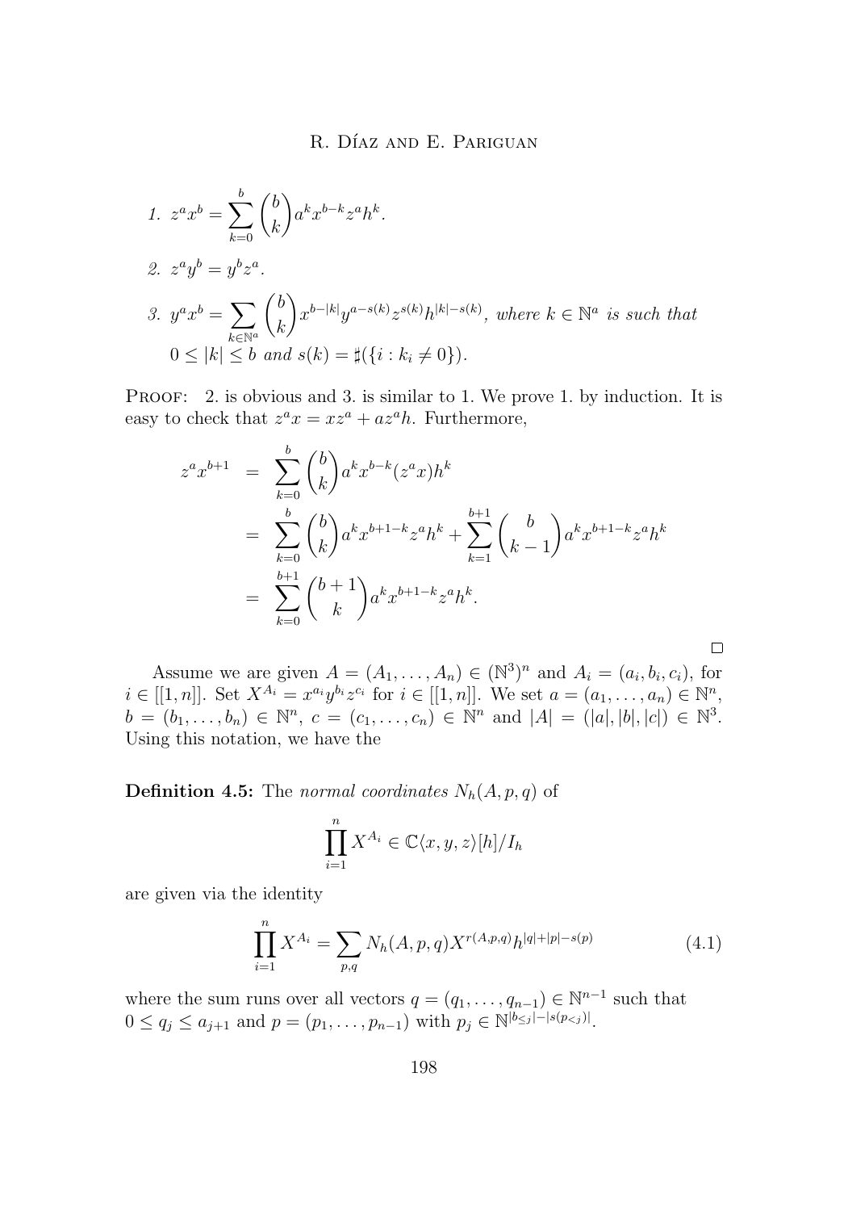1. $z^a x^b = \displaystyle\sum_{k=0}^{b} \binom{b}{k} a^k x^{b-k} z^a h^k$.

2. $z^a y^b = y^b z^a$.

3. $y^a x^b = \displaystyle\sum_{k \in \mathbb{N}^a} \binom{b}{k} x^{b-|k|} y^{a-s(k)} z^{s(k)} h^{|k|-s(k)}$, *where* $k \in \mathbb{N}^a$ *is such that* $0 \leq |k| \leq b$ *and* $s(k) = \sharp(\{i : k_i \neq 0\})$.

Proof: 2. is obvious and 3. is similar to 1. We prove 1. by induction. It is easy to check that $z^a x = x z^a + a z^a h$. Furthermore,

$$
\begin{aligned}
z^a x^{b+1} &= \sum_{k=0}^{b} \binom{b}{k} a^k x^{b-k} (z^a x) h^k \\
&= \sum_{k=0}^{b} \binom{b}{k} a^k x^{b+1-k} z^a h^k + \sum_{k=1}^{b+1} \binom{b}{k-1} a^k x^{b+1-k} z^a h^k \\
&= \sum_{k=0}^{b+1} \binom{b+1}{k} a^k x^{b+1-k} z^a h^k.
\end{aligned}
$$

□

Assume we are given $A = (A_1, \ldots, A_n) \in (\mathbb{N}^3)^n$ and $A_i = (a_i, b_i, c_i)$, for $i \in [[1, n]]$. Set $X^{A_i} = x^{a_i} y^{b_i} z^{c_i}$ for $i \in [[1, n]]$. We set $a = (a_1, \ldots, a_n) \in \mathbb{N}^n$, $b = (b_1, \ldots, b_n) \in \mathbb{N}^n$, $c = (c_1, \ldots, c_n) \in \mathbb{N}^n$ and $|A| = (|a|, |b|, |c|) \in \mathbb{N}^3$. Using this notation, we have the

**Definition 4.5:** The *normal coordinates* $N_h(A, p, q)$ of

$$\prod_{i=1}^{n} X^{A_i} \in \mathbb{C}\langle x, y, z \rangle [h] / I_h$$

are given via the identity

$$\prod_{i=1}^{n} X^{A_i} = \sum_{p,q} N_h(A, p, q) X^{r(A,p,q)} h^{|q|+|p|-s(p)} \tag{4.1}$$

where the sum runs over all vectors $q = (q_1, \ldots, q_{n-1}) \in \mathbb{N}^{n-1}$ such that $0 \leq q_j \leq a_{j+1}$ and $p = (p_1, \ldots, p_{n-1})$ with $p_j \in \mathbb{N}^{|b_{\leq j}| - |s(p_{<j})|}$.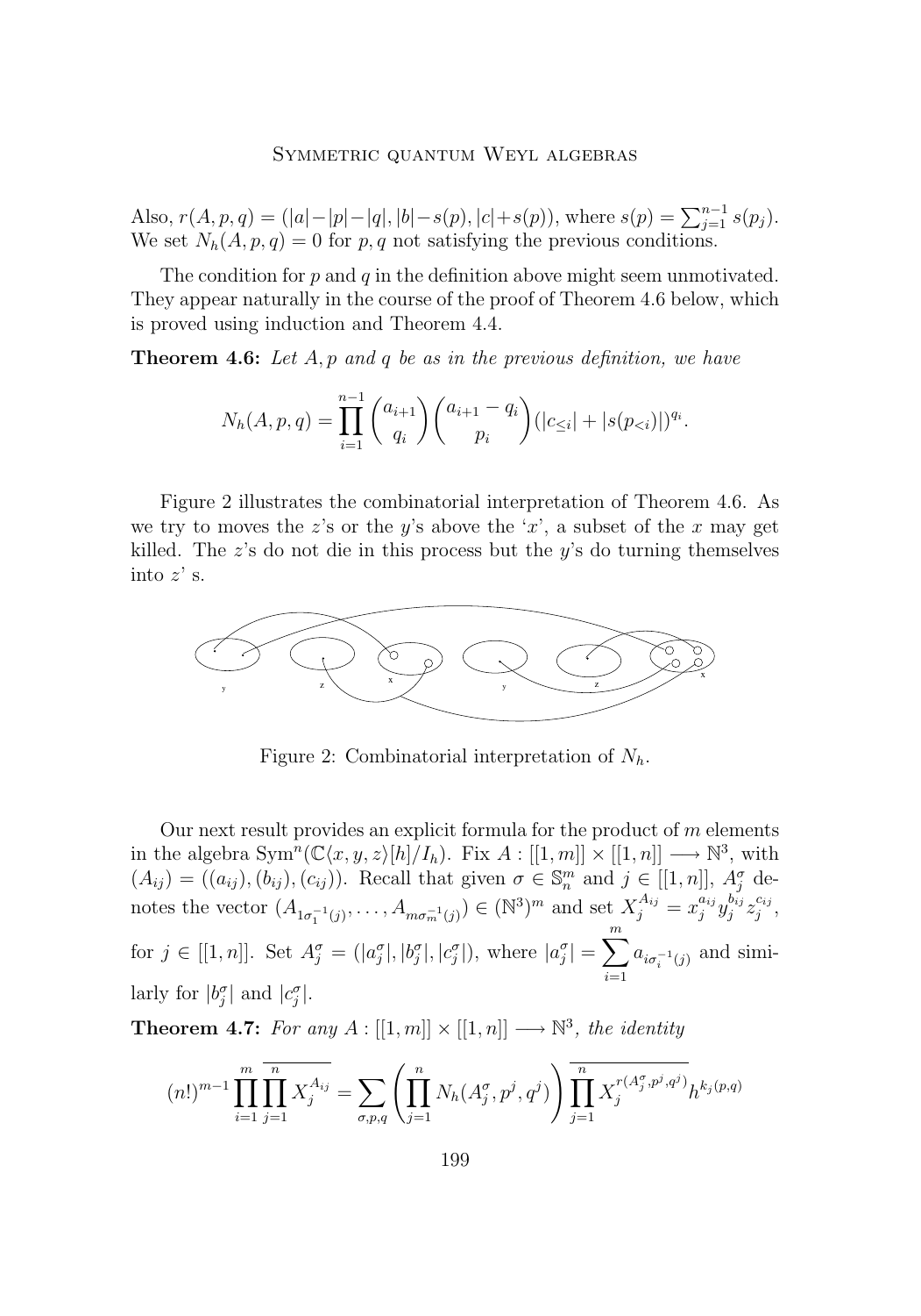Also, $r(A,p,q) = (|a|-|p|-|q|, |b|-s(p), |c|+s(p))$, where $s(p) = \sum_{j=1}^{n-1} s(p_j)$. We set $N_h(A,p,q) = 0$ for $p, q$ not satisfying the previous conditions.

The condition for $p$ and $q$ in the definition above might seem unmotivated. They appear naturally in the course of the proof of Theorem 4.6 below, which is proved using induction and Theorem 4.4.

**Theorem 4.6:** *Let $A, p$ and $q$ be as in the previous definition, we have*

$$N_h(A,p,q) = \prod_{i=1}^{n-1} \binom{a_{i+1}}{q_i} \binom{a_{i+1} - q_i}{p_i} (|c_{\leq i}| + |s(p_{<i})|)^{q_i}.$$

Figure 2 illustrates the combinatorial interpretation of Theorem 4.6. As we try to moves the $z$'s or the $y$'s above the '$x$', a subset of the $x$ may get killed. The $z$'s do not die in this process but the $y$'s do turning themselves into $z$' s.

Figure 2: Combinatorial interpretation of $N_h$.

Our next result provides an explicit formula for the product of $m$ elements in the algebra $\mathrm{Sym}^n(\mathbb{C}\langle x,y,z\rangle[h]/I_h)$. Fix $A : [[1,m]] \times [[1,n]] \longrightarrow \mathbb{N}^3$, with $(A_{ij}) = ((a_{ij}),(b_{ij}),(c_{ij}))$. Recall that given $\sigma \in \mathbb{S}_n^m$ and $j \in [[1,n]]$, $A_j^\sigma$ denotes the vector $(A_{1\sigma_1^{-1}(j)}, \ldots, A_{m\sigma_m^{-1}(j)}) \in (\mathbb{N}^3)^m$ and set $X_j^{A_{ij}} = x_j^{a_{ij}} y_j^{b_{ij}} z_j^{c_{ij}}$, for $j \in [[1,n]]$. Set $A_j^\sigma = (|a_j^\sigma|, |b_j^\sigma|, |c_j^\sigma|)$, where $|a_j^\sigma| = \sum_{i=1}^{m} a_{i\sigma_i^{-1}(j)}$ and similarly for $|b_j^\sigma|$ and $|c_j^\sigma|$.

**Theorem 4.7:** *For any $A : [[1,m]] \times [[1,n]] \longrightarrow \mathbb{N}^3$, the identity*

$$(n!)^{m-1} \prod_{i=1}^{m} \overline{\prod_{j=1}^{n} X_j^{A_{ij}}} = \sum_{\sigma,p,q} \left( \prod_{j=1}^{n} N_h(A_j^\sigma, p^j, q^j) \right) \overline{\prod_{j=1}^{n} X_j^{r(A_j^\sigma, p^j, q^j)}} h^{k_j(p,q)}$$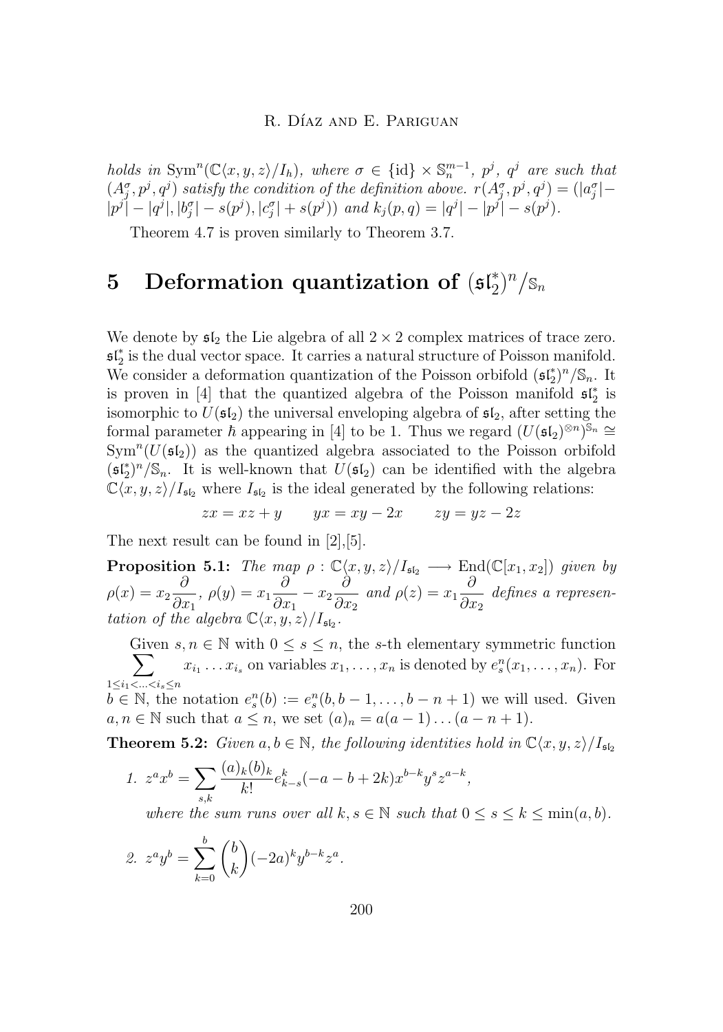*holds in* $\mathrm{Sym}^n(\mathbb{C}\langle x,y,z\rangle/I_h)$, *where* $\sigma \in \{\mathrm{id}\} \times \mathbb{S}_n^{m-1}$, $p^j$, $q^j$ *are such that* $(A_j^\sigma, p^j, q^j)$ *satisfy the condition of the definition above.* $r(A_j^\sigma, p^j, q^j) = (|a_j^\sigma| - |p^j| - |q^j|, |b_j^\sigma| - s(p^j), |c_j^\sigma| + s(p^j))$ *and* $k_j(p,q) = |q^j| - |p^j| - s(p^j)$.

Theorem 4.7 is proven similarly to Theorem 3.7.

# 5 Deformation quantization of $(\mathfrak{sl}_2^*)^n/\mathbb{S}_n$

We denote by $\mathfrak{sl}_2$ the Lie algebra of all $2 \times 2$ complex matrices of trace zero. $\mathfrak{sl}_2^*$ is the dual vector space. It carries a natural structure of Poisson manifold. We consider a deformation quantization of the Poisson orbifold $(\mathfrak{sl}_2^*)^n/\mathbb{S}_n$. It is proven in [4] that the quantized algebra of the Poisson manifold $\mathfrak{sl}_2^*$ is isomorphic to $U(\mathfrak{sl}_2)$ the universal enveloping algebra of $\mathfrak{sl}_2$, after setting the formal parameter $\hbar$ appearing in [4] to be 1. Thus we regard $(U(\mathfrak{sl}_2)^{\otimes n})^{\mathbb{S}_n} \cong \mathrm{Sym}^n(U(\mathfrak{sl}_2))$ as the quantized algebra associated to the Poisson orbifold $(\mathfrak{sl}_2^*)^n/\mathbb{S}_n$. It is well-known that $U(\mathfrak{sl}_2)$ can be identified with the algebra $\mathbb{C}\langle x,y,z\rangle/I_{\mathfrak{sl}_2}$ where $I_{\mathfrak{sl}_2}$ is the ideal generated by the following relations:

$$zx = xz + y \qquad yx = xy - 2x \qquad zy = yz - 2z$$

The next result can be found in [2],[5].

**Proposition 5.1:** *The map* $\rho : \mathbb{C}\langle x,y,z\rangle/I_{\mathfrak{sl}_2} \longrightarrow \mathrm{End}(\mathbb{C}[x_1,x_2])$ *given by* $\rho(x) = x_2\dfrac{\partial}{\partial x_1}$, $\rho(y) = x_1\dfrac{\partial}{\partial x_1} - x_2\dfrac{\partial}{\partial x_2}$ *and* $\rho(z) = x_1\dfrac{\partial}{\partial x_2}$ *defines a representation of the algebra* $\mathbb{C}\langle x,y,z\rangle/I_{\mathfrak{sl}_2}$.

Given $s, n \in \mathbb{N}$ with $0 \leq s \leq n$, the $s$-th elementary symmetric function $\displaystyle\sum_{1\leq i_1 < \ldots < i_s \leq n} x_{i_1}\ldots x_{i_s}$ on variables $x_1,\ldots,x_n$ is denoted by $e_s^n(x_1,\ldots,x_n)$. For $b \in \mathbb{N}$, the notation $e_s^n(b) := e_s^n(b, b-1, \ldots, b-n+1)$ we will used. Given $a, n \in \mathbb{N}$ such that $a \leq n$, we set $(a)_n = a(a-1)\ldots(a-n+1)$.

**Theorem 5.2:** *Given* $a, b \in \mathbb{N}$, *the following identities hold in* $\mathbb{C}\langle x,y,z\rangle/I_{\mathfrak{sl}_2}$

1. $\displaystyle z^a x^b = \sum_{s,k} \frac{(a)_k (b)_k}{k!} e_{k-s}^k(-a-b+2k) x^{b-k} y^s z^{a-k}$,

   *where the sum runs over all* $k, s \in \mathbb{N}$ *such that* $0 \leq s \leq k \leq \min(a,b)$.

2. $\displaystyle z^a y^b = \sum_{k=0}^{b} \binom{b}{k} (-2a)^k y^{b-k} z^a$.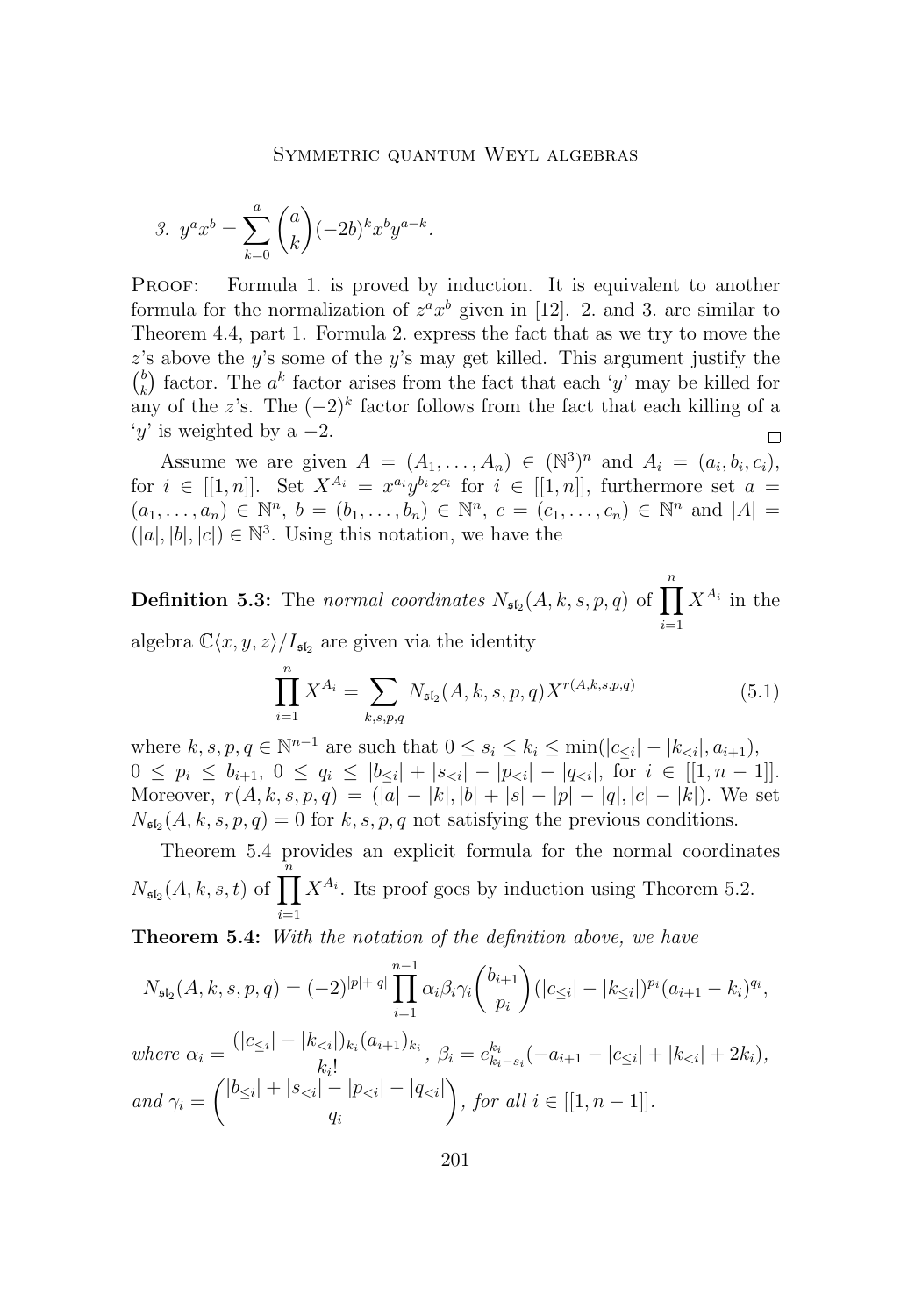3. $y^a x^b = \sum_{k=0}^{a} \binom{a}{k} (-2b)^k x^b y^{a-k}$.

PROOF: Formula 1. is proved by induction. It is equivalent to another formula for the normalization of $z^a x^b$ given in [12]. 2. and 3. are similar to Theorem 4.4, part 1. Formula 2. express the fact that as we try to move the $z$'s above the $y$'s some of the $y$'s may get killed. This argument justify the $\binom{b}{k}$ factor. The $a^k$ factor arises from the fact that each '$y$' may be killed for any of the $z$'s. The $(-2)^k$ factor follows from the fact that each killing of a '$y$' is weighted by a $-2$. □

Assume we are given $A = (A_1, \ldots, A_n) \in (\mathbb{N}^3)^n$ and $A_i = (a_i, b_i, c_i)$, for $i \in [[1, n]]$. Set $X^{A_i} = x^{a_i} y^{b_i} z^{c_i}$ for $i \in [[1, n]]$, furthermore set $a = (a_1, \ldots, a_n) \in \mathbb{N}^n$, $b = (b_1, \ldots, b_n) \in \mathbb{N}^n$, $c = (c_1, \ldots, c_n) \in \mathbb{N}^n$ and $|A| = (|a|, |b|, |c|) \in \mathbb{N}^3$. Using this notation, we have the

**Definition 5.3:** The *normal coordinates* $N_{\mathfrak{sl}_2}(A, k, s, p, q)$ of $\prod_{i=1}^{n} X^{A_i}$ in the algebra $\mathbb{C}\langle x, y, z\rangle / I_{\mathfrak{sl}_2}$ are given via the identity

$$\prod_{i=1}^{n} X^{A_i} = \sum_{k,s,p,q} N_{\mathfrak{sl}_2}(A, k, s, p, q) X^{r(A,k,s,p,q)} \tag{5.1}$$

where $k, s, p, q \in \mathbb{N}^{n-1}$ are such that $0 \le s_i \le k_i \le \min(|c_{\le i}| - |k_{<i}|, a_{i+1})$, $0 \le p_i \le b_{i+1}$, $0 \le q_i \le |b_{\le i}| + |s_{<i}| - |p_{<i}| - |q_{<i}|$, for $i \in [[1, n-1]]$. Moreover, $r(A, k, s, p, q) = (|a| - |k|, |b| + |s| - |p| - |q|, |c| - |k|)$. We set $N_{\mathfrak{sl}_2}(A, k, s, p, q) = 0$ for $k, s, p, q$ not satisfying the previous conditions.

Theorem 5.4 provides an explicit formula for the normal coordinates $N_{\mathfrak{sl}_2}(A, k, s, t)$ of $\prod_{i=1}^{n} X^{A_i}$. Its proof goes by induction using Theorem 5.2.

**Theorem 5.4:** *With the notation of the definition above, we have*

$$N_{\mathfrak{sl}_2}(A, k, s, p, q) = (-2)^{|p|+|q|} \prod_{i=1}^{n-1} \alpha_i \beta_i \gamma_i \binom{b_{i+1}}{p_i} (|c_{\le i}| - |k_{\le i}|)^{p_i} (a_{i+1} - k_i)^{q_i},$$

*where* $\alpha_i = \dfrac{(|c_{\le i}| - |k_{<i}|)_{k_i} (a_{i+1})_{k_i}}{k_i!}$, $\beta_i = e^{k_i}_{k_i - s_i}(-a_{i+1} - |c_{\le i}| + |k_{<i}| + 2k_i)$, *and* $\gamma_i = \dbinom{|b_{\le i}| + |s_{<i}| - |p_{<i}| - |q_{<i}|}{q_i}$, *for all* $i \in [[1, n-1]]$.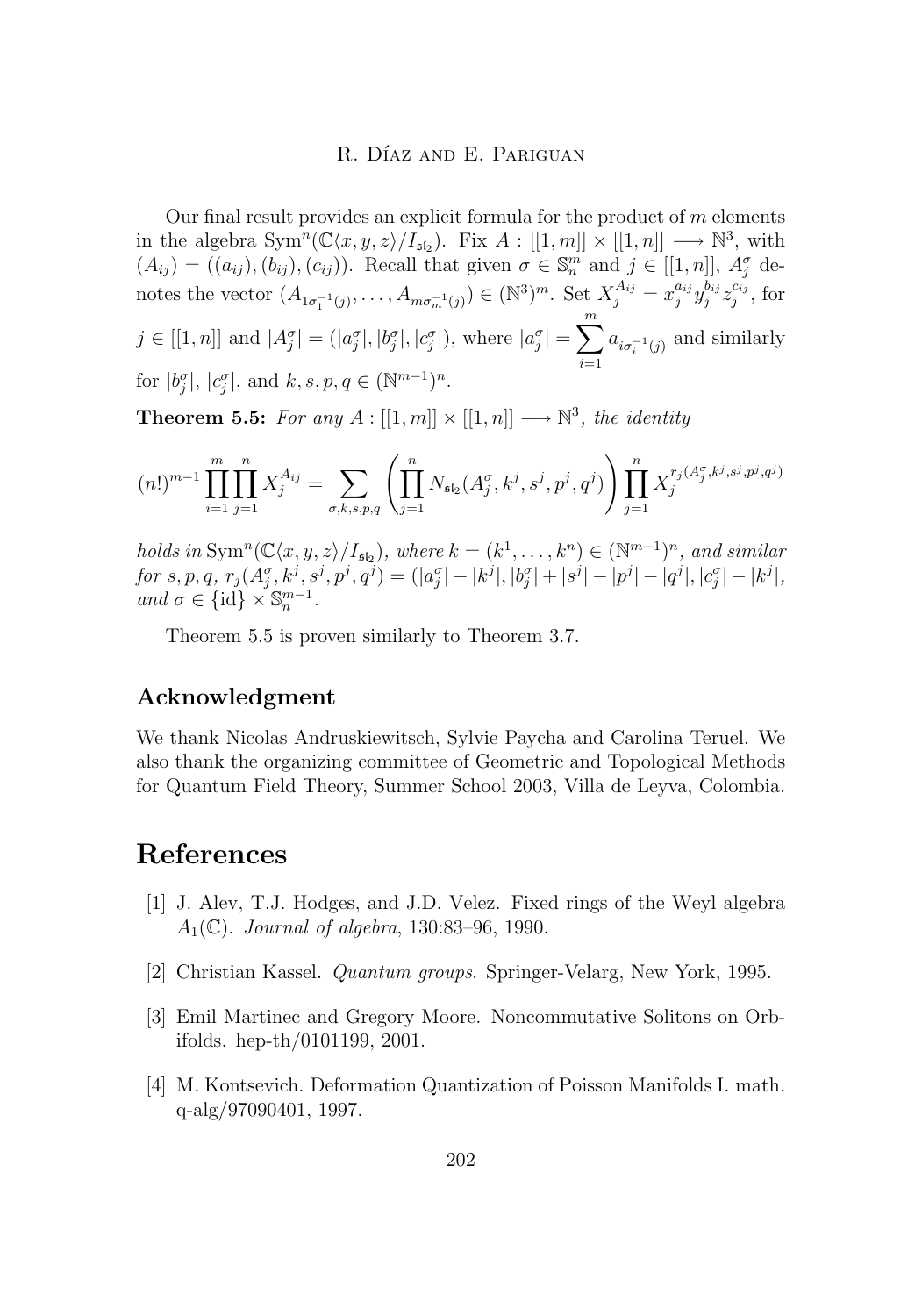Our final result provides an explicit formula for the product of $m$ elements in the algebra $\mathrm{Sym}^n(\mathbb{C}\langle x,y,z\rangle/I_{\mathfrak{sl}_2})$. Fix $A : [[1,m]] \times [[1,n]] \longrightarrow \mathbb{N}^3$, with $(A_{ij}) = ((a_{ij}),(b_{ij}),(c_{ij}))$. Recall that given $\sigma \in \mathbb{S}_n^m$ and $j \in [[1,n]]$, $A_j^\sigma$ denotes the vector $(A_{1\sigma_1^{-1}(j)},\ldots,A_{m\sigma_m^{-1}(j)}) \in (\mathbb{N}^3)^m$. Set $X_j^{A_{ij}} = x_j^{a_{ij}} y_j^{b_{ij}} z_j^{c_{ij}}$, for $j \in [[1,n]]$ and $|A_j^\sigma| = (|a_j^\sigma|,|b_j^\sigma|,|c_j^\sigma|)$, where $|a_j^\sigma| = \displaystyle\sum_{i=1}^m a_{i\sigma_i^{-1}(j)}$ and similarly for $|b_j^\sigma|$, $|c_j^\sigma|$, and $k,s,p,q \in (\mathbb{N}^{m-1})^n$.

**Theorem 5.5:** *For any $A : [[1,m]] \times [[1,n]] \longrightarrow \mathbb{N}^3$, the identity*

$$(n!)^{m-1} \prod_{i=1}^m \overline{\prod_{j=1}^n X_j^{A_{ij}}} = \sum_{\sigma,k,s,p,q} \left( \prod_{j=1}^n N_{\mathfrak{sl}_2}(A_j^\sigma, k^j, s^j, p^j, q^j) \right) \overline{\prod_{j=1}^n X_j^{r_j(A_j^\sigma,k^j,s^j,p^j,q^j)}}$$

*holds in $\mathrm{Sym}^n(\mathbb{C}\langle x,y,z\rangle/I_{\mathfrak{sl}_2})$, where $k = (k^1,\ldots,k^n) \in (\mathbb{N}^{m-1})^n$, and similar for $s,p,q$, $r_j(A_j^\sigma,k^j,s^j,p^j,q^j) = (|a_j^\sigma| - |k^j|, |b_j^\sigma| + |s^j| - |p^j| - |q^j|, |c_j^\sigma| - |k^j|$, and $\sigma \in \{\mathrm{id}\} \times \mathbb{S}_n^{m-1}$.*

Theorem 5.5 is proven similarly to Theorem 3.7.

## Acknowledgment

We thank Nicolas Andruskiewitsch, Sylvie Paycha and Carolina Teruel. We also thank the organizing committee of Geometric and Topological Methods for Quantum Field Theory, Summer School 2003, Villa de Leyva, Colombia.

# References

[1] J. Alev, T.J. Hodges, and J.D. Velez. Fixed rings of the Weyl algebra $A_1(\mathbb{C})$. *Journal of algebra*, 130:83–96, 1990.

[2] Christian Kassel. *Quantum groups*. Springer-Velarg, New York, 1995.

[3] Emil Martinec and Gregory Moore. Noncommutative Solitons on Orbifolds. hep-th/0101199, 2001.

[4] M. Kontsevich. Deformation Quantization of Poisson Manifolds I. math. q-alg/97090401, 1997.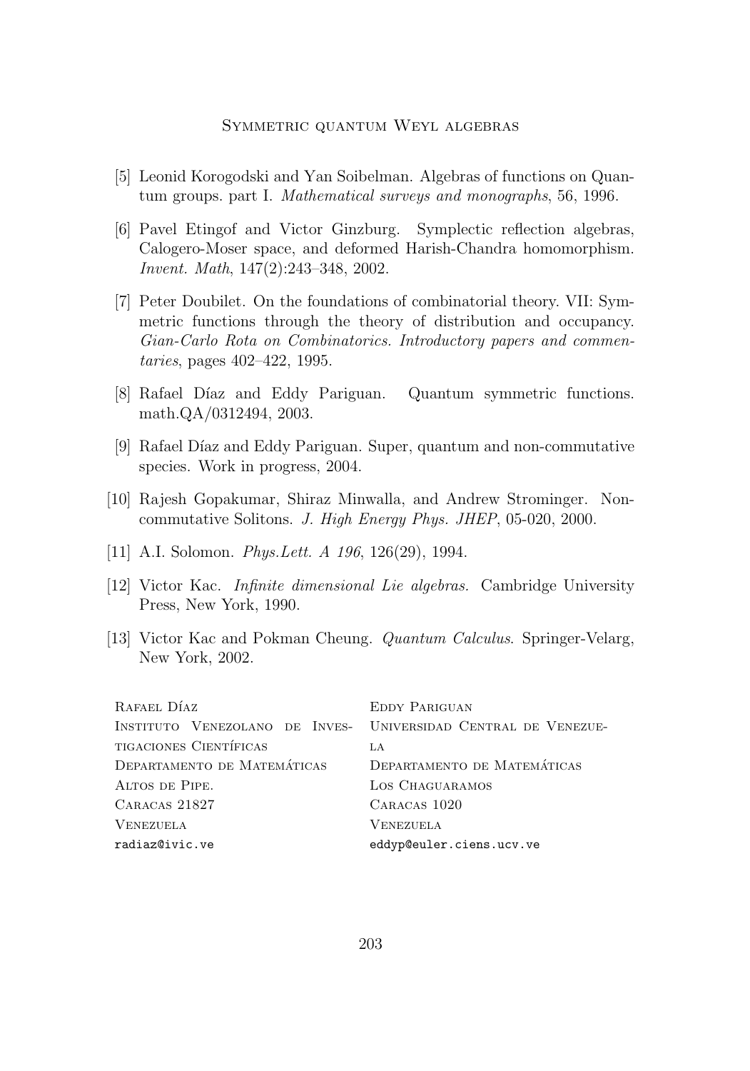[5] Leonid Korogodski and Yan Soibelman. Algebras of functions on Quantum groups. part I. *Mathematical surveys and monographs*, 56, 1996.

[6] Pavel Etingof and Victor Ginzburg. Symplectic reflection algebras, Calogero-Moser space, and deformed Harish-Chandra homomorphism. *Invent. Math*, 147(2):243–348, 2002.

[7] Peter Doubilet. On the foundations of combinatorial theory. VII: Symmetric functions through the theory of distribution and occupancy. *Gian-Carlo Rota on Combinatorics. Introductory papers and commentaries*, pages 402–422, 1995.

[8] Rafael Díaz and Eddy Pariguan. Quantum symmetric functions. math.QA/0312494, 2003.

[9] Rafael Díaz and Eddy Pariguan. Super, quantum and non-commutative species. Work in progress, 2004.

[10] Rajesh Gopakumar, Shiraz Minwalla, and Andrew Strominger. Noncommutative Solitons. *J. High Energy Phys. JHEP*, 05-020, 2000.

[11] A.I. Solomon. *Phys.Lett. A 196*, 126(29), 1994.

[12] Victor Kac. *Infinite dimensional Lie algebras.* Cambridge University Press, New York, 1990.

[13] Victor Kac and Pokman Cheung. *Quantum Calculus*. Springer-Velarg, New York, 2002.

Rafael Díaz
Instituto Venezolano de Investigaciones Científicas
Departamento de Matemáticas
Altos de Pipe.
Caracas 21827
Venezuela
radiaz@ivic.ve

Eddy Pariguan
Universidad Central de Venezuela
Departamento de Matemáticas
Los Chaguaramos
Caracas 1020
Venezuela
eddyp@euler.ciens.ucv.ve